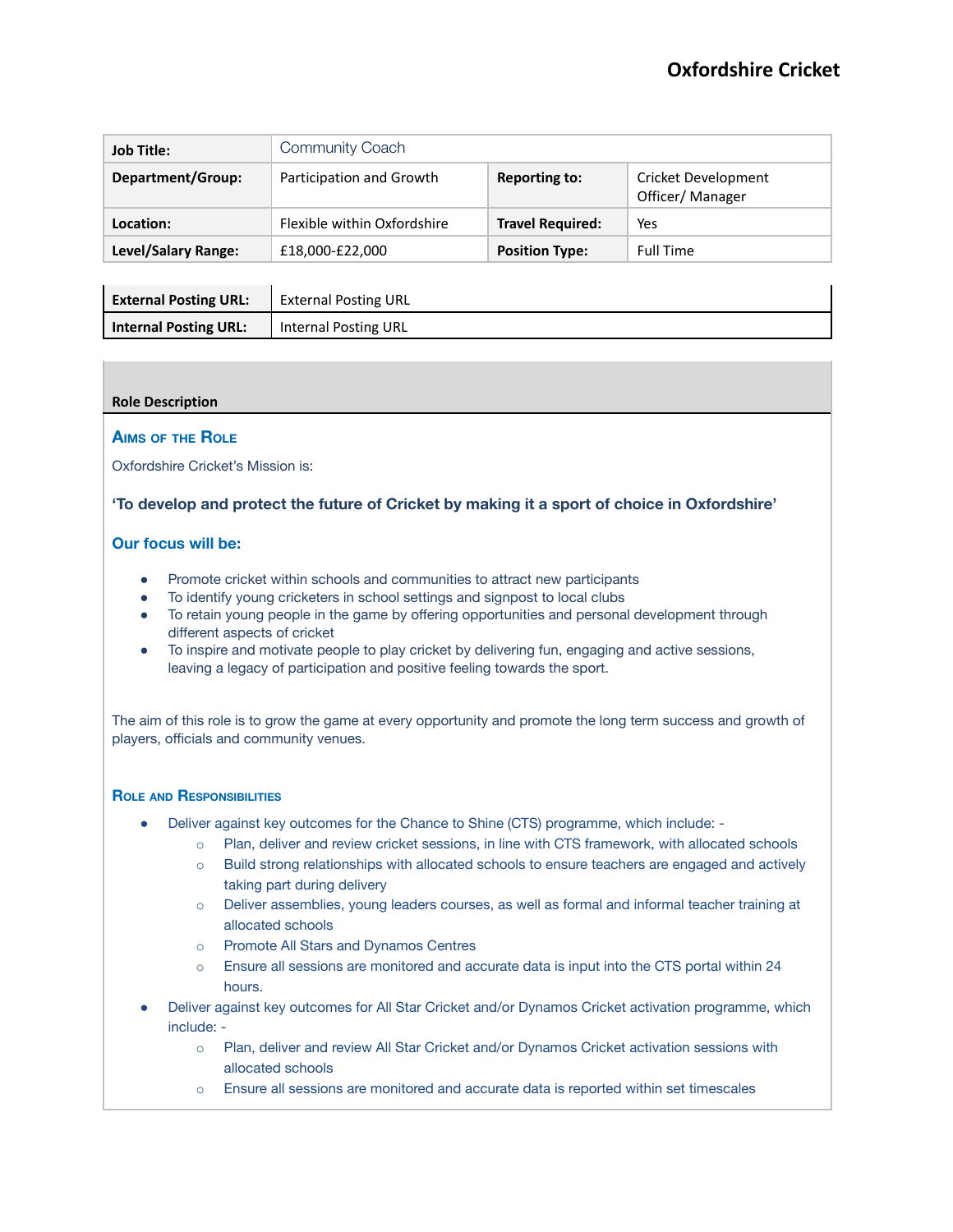# Oxfordshire Cricket

| Job Title: | Community Coach | | |
|---|---|---|---|
| Department/Group: | Participation and Growth | Reporting to: | Cricket Development Officer/ Manager |
| Location: | Flexible within Oxfordshire | Travel Required: | Yes |
| Level/Salary Range: | £18,000-£22,000 | Position Type: | Full Time |

| External Posting URL: | External Posting URL |
|---|---|
| Internal Posting URL: | Internal Posting URL |

## Role Description

### Aims of the Role

Oxfordshire Cricket's Mission is:

**'To develop and protect the future of Cricket by making it a sport of choice in Oxfordshire'**

### Our focus will be:

- Promote cricket within schools and communities to attract new participants
- To identify young cricketers in school settings and signpost to local clubs
- To retain young people in the game by offering opportunities and personal development through different aspects of cricket
- To inspire and motivate people to play cricket by delivering fun, engaging and active sessions, leaving a legacy of participation and positive feeling towards the sport.

The aim of this role is to grow the game at every opportunity and promote the long term success and growth of players, officials and community venues.

### Role and Responsibilities

- Deliver against key outcomes for the Chance to Shine (CTS) programme, which include: -
  - Plan, deliver and review cricket sessions, in line with CTS framework, with allocated schools
  - Build strong relationships with allocated schools to ensure teachers are engaged and actively taking part during delivery
  - Deliver assemblies, young leaders courses, as well as formal and informal teacher training at allocated schools
  - Promote All Stars and Dynamos Centres
  - Ensure all sessions are monitored and accurate data is input into the CTS portal within 24 hours.
- Deliver against key outcomes for All Star Cricket and/or Dynamos Cricket activation programme, which include: -
  - Plan, deliver and review All Star Cricket and/or Dynamos Cricket activation sessions with allocated schools
  - Ensure all sessions are monitored and accurate data is reported within set timescales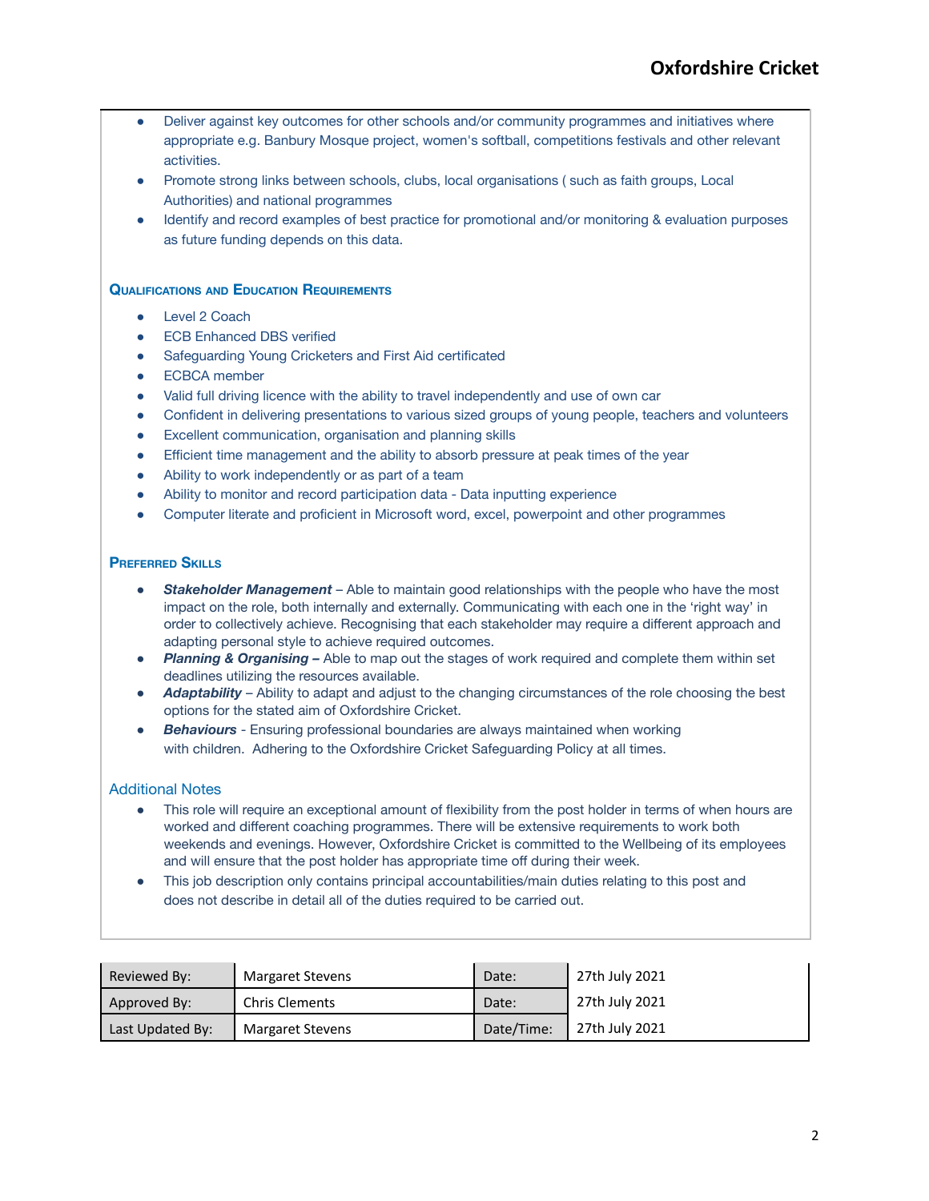- Deliver against key outcomes for other schools and/or community programmes and initiatives where appropriate e.g. Banbury Mosque project, women's softball, competitions festivals and other relevant activities.
- Promote strong links between schools, clubs, local organisations ( such as faith groups, Local Authorities) and national programmes
- Identify and record examples of best practice for promotional and/or monitoring & evaluation purposes as future funding depends on this data.

### Qualifications and Education Requirements

- Level 2 Coach
- ECB Enhanced DBS verified
- Safeguarding Young Cricketers and First Aid certificated
- ECBCA member
- Valid full driving licence with the ability to travel independently and use of own car
- Confident in delivering presentations to various sized groups of young people, teachers and volunteers
- Excellent communication, organisation and planning skills
- Efficient time management and the ability to absorb pressure at peak times of the year
- Ability to work independently or as part of a team
- Ability to monitor and record participation data - Data inputting experience
- Computer literate and proficient in Microsoft word, excel, powerpoint and other programmes

### Preferred Skills

- ***Stakeholder Management*** – Able to maintain good relationships with the people who have the most impact on the role, both internally and externally. Communicating with each one in the 'right way' in order to collectively achieve. Recognising that each stakeholder may require a different approach and adapting personal style to achieve required outcomes.
- ***Planning & Organising –*** Able to map out the stages of work required and complete them within set deadlines utilizing the resources available.
- ***Adaptability*** – Ability to adapt and adjust to the changing circumstances of the role choosing the best options for the stated aim of Oxfordshire Cricket.
- ***Behaviours*** - Ensuring professional boundaries are always maintained when working with children. Adhering to the Oxfordshire Cricket Safeguarding Policy at all times.

### Additional Notes

- This role will require an exceptional amount of flexibility from the post holder in terms of when hours are worked and different coaching programmes. There will be extensive requirements to work both weekends and evenings. However, Oxfordshire Cricket is committed to the Wellbeing of its employees and will ensure that the post holder has appropriate time off during their week.
- This job description only contains principal accountabilities/main duties relating to this post and does not describe in detail all of the duties required to be carried out.

| | | | |
|---|---|---|---|
| Reviewed By: | Margaret Stevens | Date: | 27th July 2021 |
| Approved By: | Chris Clements | Date: | 27th July 2021 |
| Last Updated By: | Margaret Stevens | Date/Time: | 27th July 2021 |